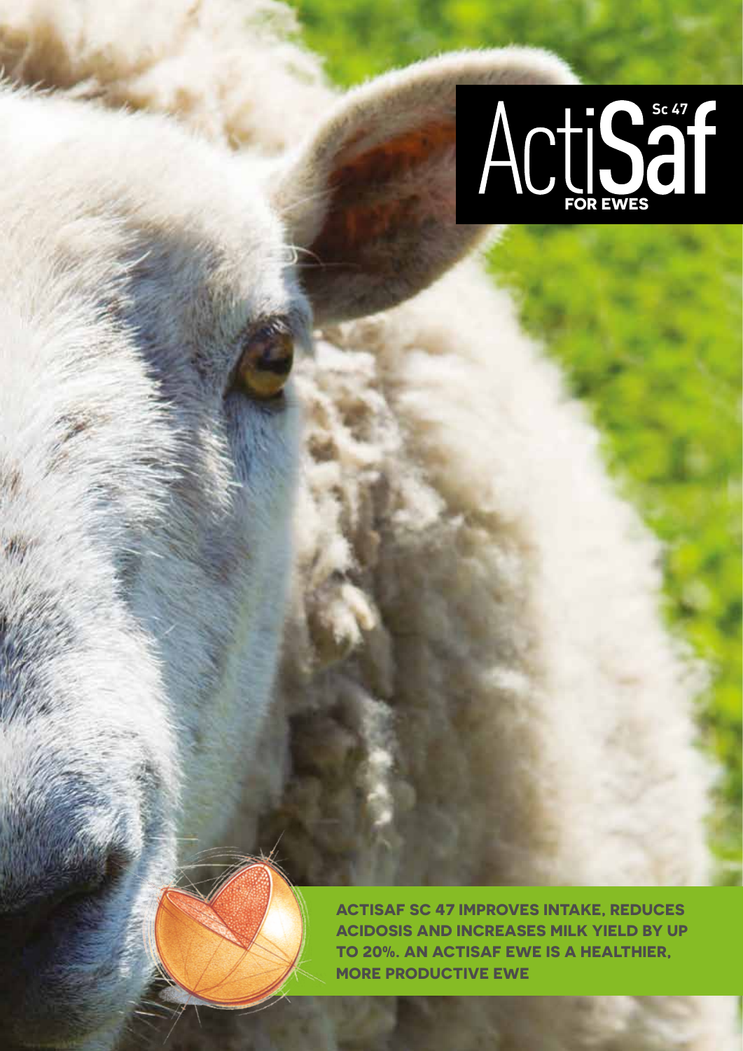# ActiSaf Sc 47 FOR EWES

**ACTISAF SC 47 IMPROVES INTAKE, REDUCES ACIDOSIS AND INCREASES MILK YIELD BY UP TO 20%. AN ACTISAF EWE IS A HEALTHIER, MORE PRODUCTIVE EWE**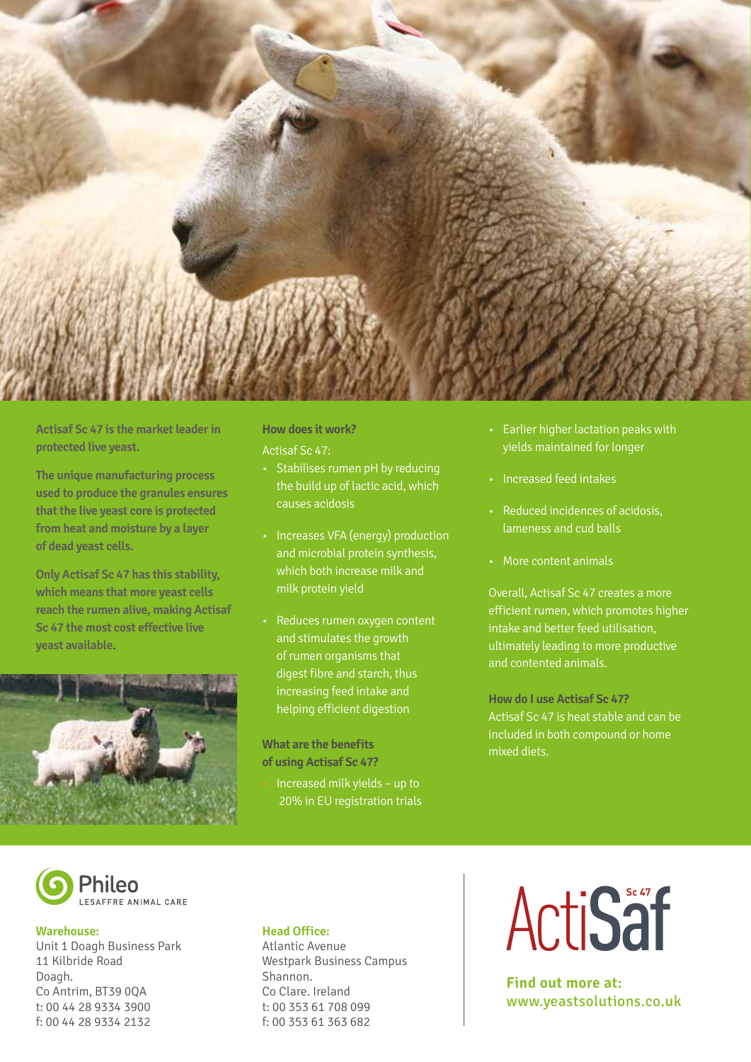**Actisaf Sc 47 is the market leader in protected live yeast.**

**The unique manufacturing process used to produce the granules ensures that the live yeast core is protected from heat and moisture by a layer of dead yeast cells.**

**Only Actisaf Sc 47 has this stability, which means that more yeast cells reach the rumen alive, making Actisaf Sc 47 the most cost effective live yeast available.**

### How does it work?

Actisaf Sc 47:

- Stabilises rumen pH by reducing the build up of lactic acid, which causes acidosis
- Increases VFA (energy) production and microbial protein synthesis, which both increase milk and milk protein yield
- Reduces rumen oxygen content and stimulates the growth of rumen organisms that digest fibre and starch, thus increasing feed intake and helping efficient digestion

### What are the benefits of using Actisaf Sc 47?

- Increased milk yields – up to 20% in EU registration trials
- Earlier higher lactation peaks with yields maintained for longer
- Increased feed intakes
- Reduced incidences of acidosis, lameness and cud balls
- More content animals

Overall, Actisaf Sc 47 creates a more efficient rumen, which promotes higher intake and better feed utilisation, ultimately leading to more productive and contented animals.

### How do I use Actisaf Sc 47?

Actisaf Sc 47 is heat stable and can be included in both compound or home mixed diets.

Phileo
LESAFFRE ANIMAL CARE

**Warehouse:**
Unit 1 Doagh Business Park
11 Kilbride Road
Doagh.
Co Antrim, BT39 0QA
t: 00 44 28 9334 3900
f: 00 44 28 9334 2132

**Head Office:**
Atlantic Avenue
Westpark Business Campus
Shannon.
Co Clare. Ireland
t: 00 353 61 708 099
f: 00 353 61 363 682

ActiSaf Sc 47

**Find out more at:**
**www.yeastsolutions.co.uk**